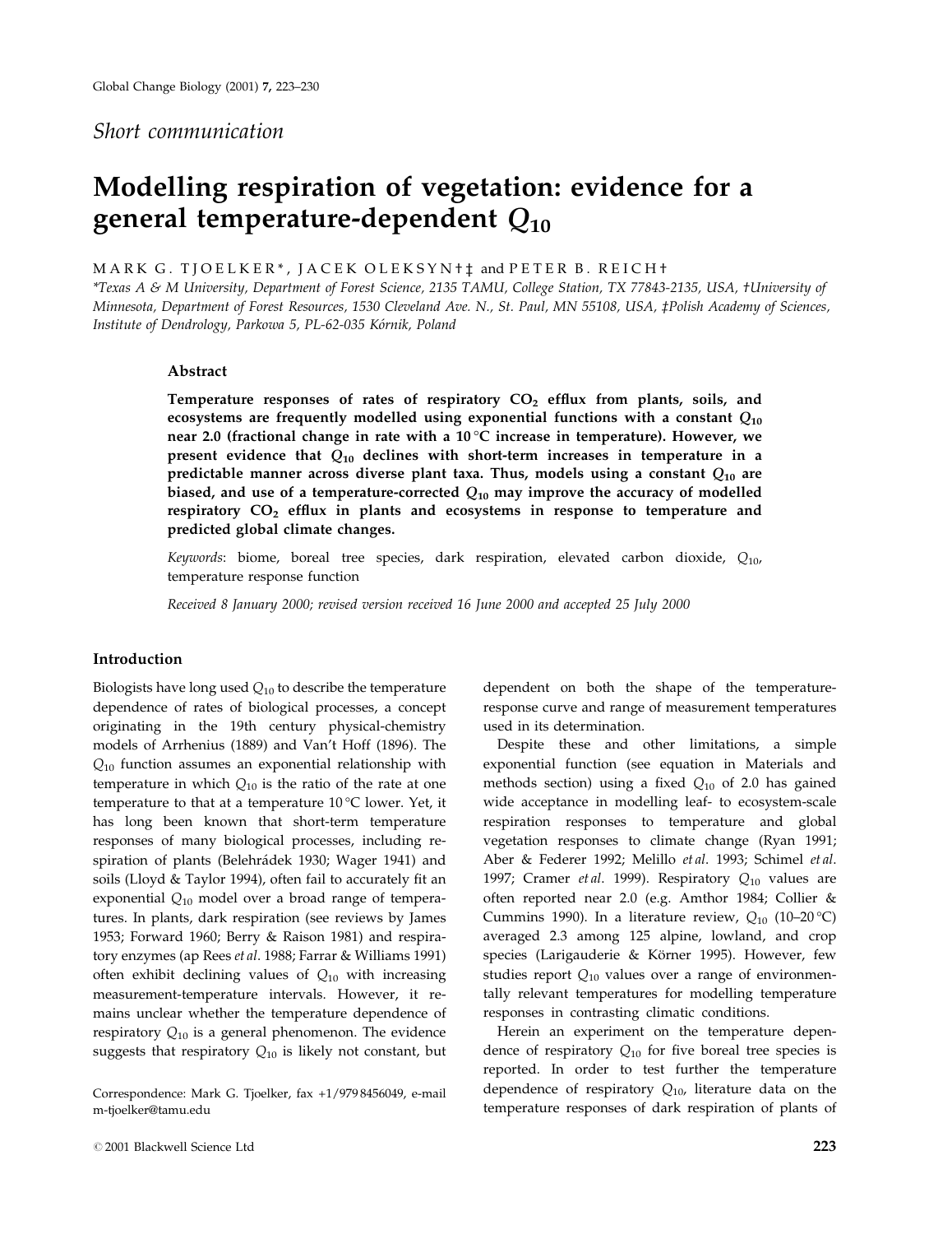*Short communication*

# Modelling respiration of vegetation: evidence for a general temperature-dependent $Q_{10}$

MARK G. TJOELKER*, JACEK OLEKSYN†‡ and PETER B. REICH†

*Texas A & M University, Department of Forest Science, 2135 TAMU, College Station, TX 77843-2135, USA, †University of Minnesota, Department of Forest Resources, 1530 Cleveland Ave. N., St. Paul, MN 55108, USA, ‡Polish Academy of Sciences, Institute of Dendrology, Parkowa 5, PL-62-035 Kórnik, Poland

## Abstract

**Temperature responses of rates of respiratory $CO_2$ efflux from plants, soils, and ecosystems are frequently modelled using exponential functions with a constant $Q_{10}$ near 2.0 (fractional change in rate with a 10 °C increase in temperature). However, we present evidence that $Q_{10}$ declines with short-term increases in temperature in a predictable manner across diverse plant taxa. Thus, models using a constant $Q_{10}$ are biased, and use of a temperature-corrected $Q_{10}$ may improve the accuracy of modelled respiratory $CO_2$ efflux in plants and ecosystems in response to temperature and predicted global climate changes.**

*Keywords*: biome, boreal tree species, dark respiration, elevated carbon dioxide, $Q_{10}$, temperature response function

*Received 8 January 2000; revised version received 16 June 2000 and accepted 25 July 2000*

## Introduction

Biologists have long used $Q_{10}$ to describe the temperature dependence of rates of biological processes, a concept originating in the 19th century physical-chemistry models of Arrhenius (1889) and Van't Hoff (1896). The $Q_{10}$ function assumes an exponential relationship with temperature in which $Q_{10}$ is the ratio of the rate at one temperature to that at a temperature 10 °C lower. Yet, it has long been known that short-term temperature responses of many biological processes, including respiration of plants (Belehrádek 1930; Wager 1941) and soils (Lloyd & Taylor 1994), often fail to accurately fit an exponential $Q_{10}$ model over a broad range of temperatures. In plants, dark respiration (see reviews by James 1953; Forward 1960; Berry & Raison 1981) and respiratory enzymes (ap Rees *et al*. 1988; Farrar & Williams 1991) often exhibit declining values of $Q_{10}$ with increasing measurement-temperature intervals. However, it remains unclear whether the temperature dependence of respiratory $Q_{10}$ is a general phenomenon. The evidence suggests that respiratory $Q_{10}$ is likely not constant, but dependent on both the shape of the temperature-response curve and range of measurement temperatures used in its determination.

Despite these and other limitations, a simple exponential function (see equation in Materials and methods section) using a fixed $Q_{10}$ of 2.0 has gained wide acceptance in modelling leaf- to ecosystem-scale respiration responses to temperature and global vegetation responses to climate change (Ryan 1991; Aber & Federer 1992; Melillo *et al*. 1993; Schimel *et al*. 1997; Cramer *et al*. 1999). Respiratory $Q_{10}$ values are often reported near 2.0 (e.g. Amthor 1984; Collier & Cummins 1990). In a literature review, $Q_{10}$ (10–20 °C) averaged 2.3 among 125 alpine, lowland, and crop species (Larigauderie & Körner 1995). However, few studies report $Q_{10}$ values over a range of environmentally relevant temperatures for modelling temperature responses in contrasting climatic conditions.

Herein an experiment on the temperature dependence of respiratory $Q_{10}$ for five boreal tree species is reported. In order to test further the temperature dependence of respiratory $Q_{10}$, literature data on the temperature responses of dark respiration of plants of

Correspondence: Mark G. Tjoelker, fax +1/979 8456049, e-mail m-tjoelker@tamu.edu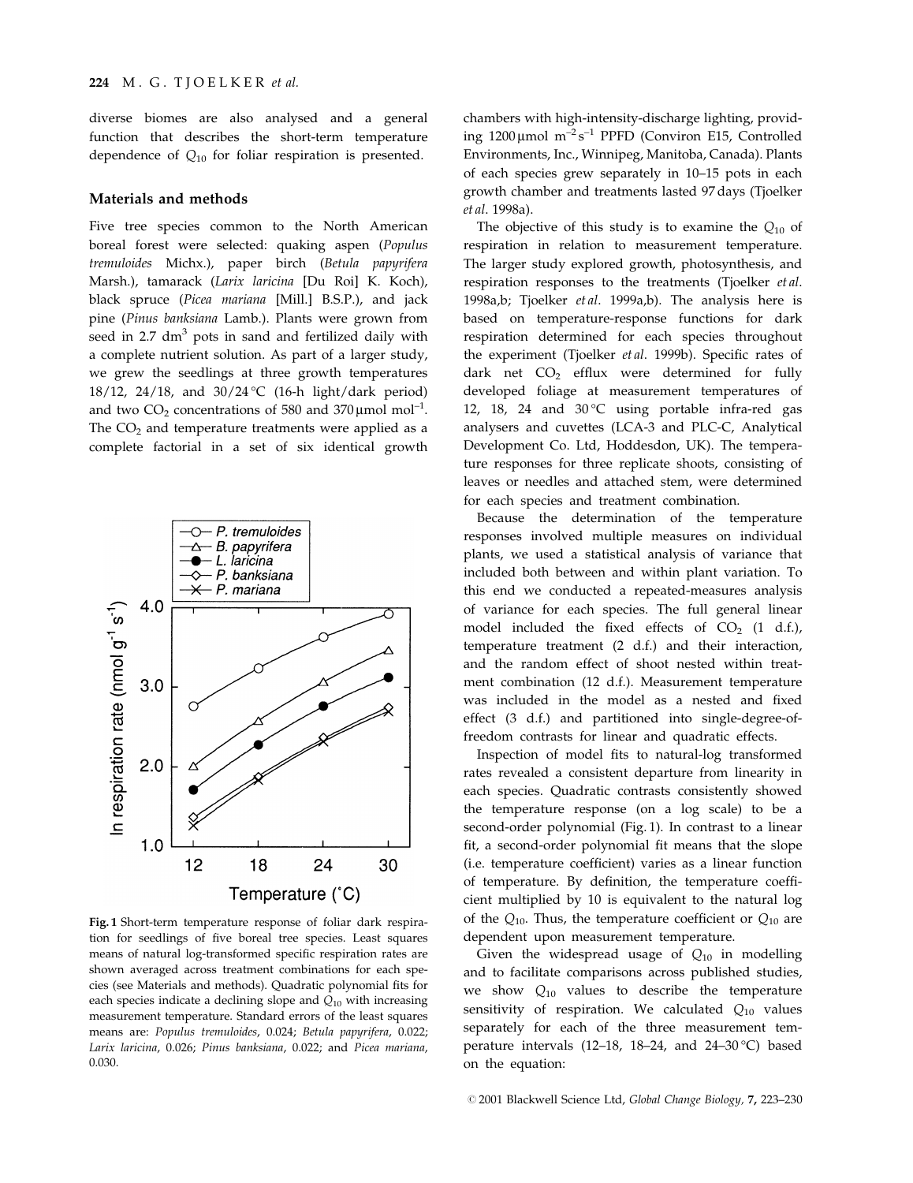diverse biomes are also analysed and a general function that describes the short-term temperature dependence of $Q_{10}$ for foliar respiration is presented.

## Materials and methods

Five tree species common to the North American boreal forest were selected: quaking aspen (*Populus tremuloides* Michx.), paper birch (*Betula papyrifera* Marsh.), tamarack (*Larix laricina* [Du Roi] K. Koch), black spruce (*Picea mariana* [Mill.] B.S.P.), and jack pine (*Pinus banksiana* Lamb.). Plants were grown from seed in 2.7 $dm^3$ pots in sand and fertilized daily with a complete nutrient solution. As part of a larger study, we grew the seedlings at three growth temperatures 18/12, 24/18, and 30/24 °C (16-h light/dark period) and two $CO_2$ concentrations of 580 and 370 μmol $mol^{-1}$. The $CO_2$ and temperature treatments were applied as a complete factorial in a set of six identical growth chambers with high-intensity-discharge lighting, providing 1200 μmol $m^{-2}$ $s^{-1}$ PPFD (Conviron E15, Controlled Environments, Inc., Winnipeg, Manitoba, Canada). Plants of each species grew separately in 10–15 pots in each growth chamber and treatments lasted 97 days (Tjoelker *et al*. 1998a).

Fig. 1 Short-term temperature response of foliar dark respiration for seedlings of five boreal tree species. Least squares means of natural log-transformed specific respiration rates are shown averaged across treatment combinations for each species (see Materials and methods). Quadratic polynomial fits for each species indicate a declining slope and $Q_{10}$ with increasing measurement temperature. Standard errors of the least squares means are: *Populus tremuloides*, 0.024; *Betula papyrifera*, 0.022; *Larix laricina*, 0.026; *Pinus banksiana*, 0.022; and *Picea mariana*, 0.030.

The objective of this study is to examine the $Q_{10}$ of respiration in relation to measurement temperature. The larger study explored growth, photosynthesis, and respiration responses to the treatments (Tjoelker *et al*. 1998a,b; Tjoelker *et al*. 1999a,b). The analysis here is based on temperature-response functions for dark respiration determined for each species throughout the experiment (Tjoelker *et al*. 1999b). Specific rates of dark net $CO_2$ efflux were determined for fully developed foliage at measurement temperatures of 12, 18, 24 and 30 °C using portable infra-red gas analysers and cuvettes (LCA-3 and PLC-C, Analytical Development Co. Ltd, Hoddesdon, UK). The temperature responses for three replicate shoots, consisting of leaves or needles and attached stem, were determined for each species and treatment combination.

Because the determination of the temperature responses involved multiple measures on individual plants, we used a statistical analysis of variance that included both between and within plant variation. To this end we conducted a repeated-measures analysis of variance for each species. The full general linear model included the fixed effects of $CO_2$ (1 d.f.), temperature treatment (2 d.f.) and their interaction, and the random effect of shoot nested within treatment combination (12 d.f.). Measurement temperature was included in the model as a nested and fixed effect (3 d.f.) and partitioned into single-degree-of-freedom contrasts for linear and quadratic effects.

Inspection of model fits to natural-log transformed rates revealed a consistent departure from linearity in each species. Quadratic contrasts consistently showed the temperature response (on a log scale) to be a second-order polynomial (Fig. 1). In contrast to a linear fit, a second-order polynomial fit means that the slope (i.e. temperature coefficient) varies as a linear function of temperature. By definition, the temperature coefficient multiplied by 10 is equivalent to the natural log of the $Q_{10}$. Thus, the temperature coefficient or $Q_{10}$ are dependent upon measurement temperature.

Given the widespread usage of $Q_{10}$ in modelling and to facilitate comparisons across published studies, we show $Q_{10}$ values to describe the temperature sensitivity of respiration. We calculated $Q_{10}$ values separately for each of the three measurement temperature intervals (12–18, 18–24, and 24–30 °C) based on the equation: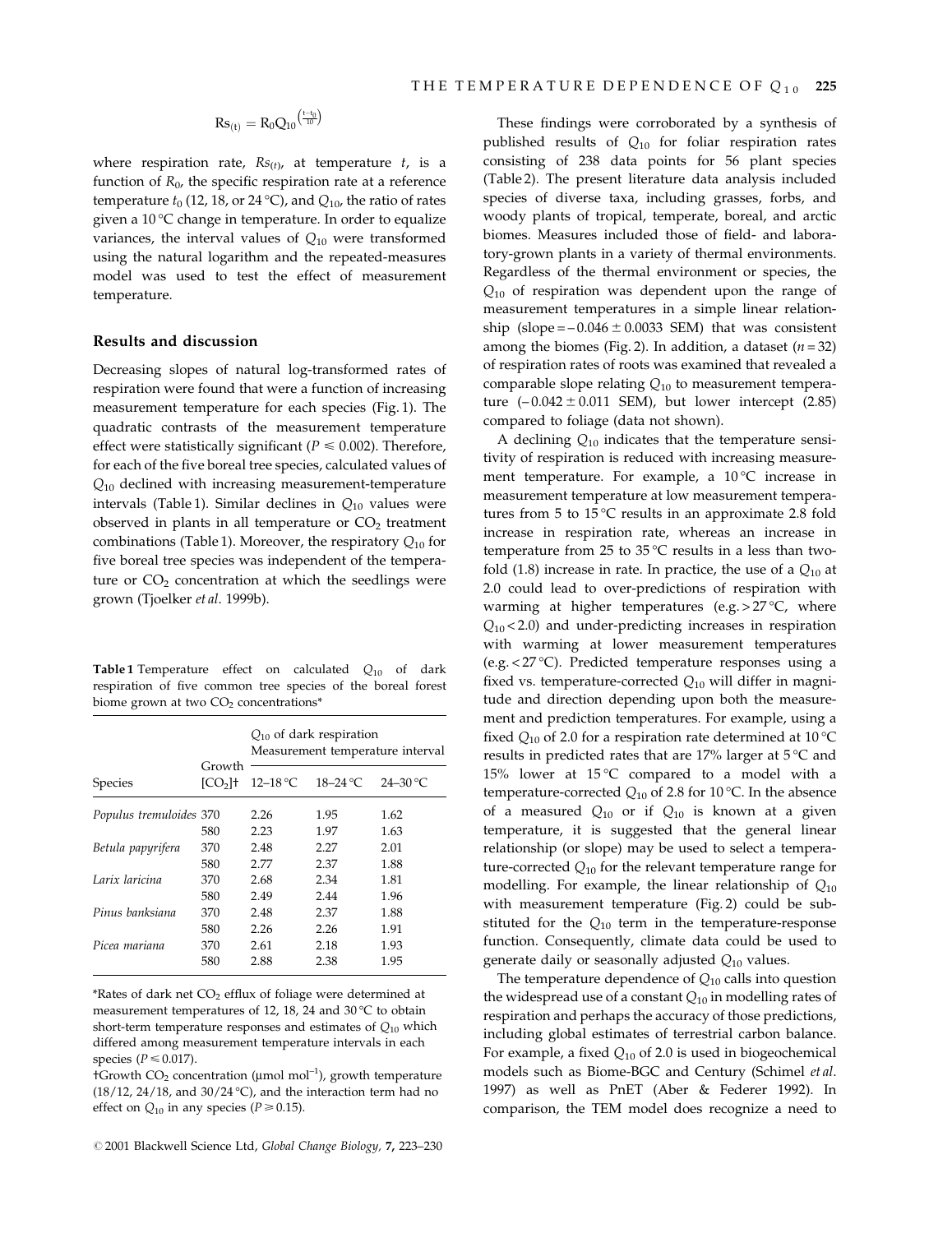$$Rs_{(t)} = R_0 Q_{10}^{\left(\frac{t-t_0}{10}\right)}$$

where respiration rate, $Rs_{(t)}$, at temperature $t$, is a function of $R_0$, the specific respiration rate at a reference temperature $t_0$ (12, 18, or 24 °C), and $Q_{10}$, the ratio of rates given a 10 °C change in temperature. In order to equalize variances, the interval values of $Q_{10}$ were transformed using the natural logarithm and the repeated-measures model was used to test the effect of measurement temperature.

## Results and discussion

Decreasing slopes of natural log-transformed rates of respiration were found that were a function of increasing measurement temperature for each species (Fig. 1). The quadratic contrasts of the measurement temperature effect were statistically significant ($P \leq 0.002$). Therefore, for each of the five boreal tree species, calculated values of $Q_{10}$ declined with increasing measurement-temperature intervals (Table 1). Similar declines in $Q_{10}$ values were observed in plants in all temperature or $CO_2$ treatment combinations (Table 1). Moreover, the respiratory $Q_{10}$ for five boreal tree species was independent of the temperature or $CO_2$ concentration at which the seedlings were grown (Tjoelker *et al*. 1999b).

**Table 1** Temperature effect on calculated $Q_{10}$ of dark respiration of five common tree species of the boreal forest biome grown at two $CO_2$ concentrations*

| Species | Growth $[CO_2]$† | $Q_{10}$ of dark respiration Measurement temperature interval | | |
|---|---|---|---|---|
| | | 12–18 °C | 18–24 °C | 24–30 °C |
| *Populus tremuloides* | 370 | 2.26 | 1.95 | 1.62 |
| | 580 | 2.23 | 1.97 | 1.63 |
| *Betula papyrifera* | 370 | 2.48 | 2.27 | 2.01 |
| | 580 | 2.77 | 2.37 | 1.88 |
| *Larix laricina* | 370 | 2.68 | 2.34 | 1.81 |
| | 580 | 2.49 | 2.44 | 1.96 |
| *Pinus banksiana* | 370 | 2.48 | 2.37 | 1.88 |
| | 580 | 2.26 | 2.26 | 1.91 |
| *Picea mariana* | 370 | 2.61 | 2.18 | 1.93 |
| | 580 | 2.88 | 2.38 | 1.95 |

*Rates of dark net $CO_2$ efflux of foliage were determined at measurement temperatures of 12, 18, 24 and 30 °C to obtain short-term temperature responses and estimates of $Q_{10}$ which differed among measurement temperature intervals in each species ($P \leq 0.017$).

†Growth $CO_2$ concentration (μmol $mol^{-1}$), growth temperature (18/12, 24/18, and 30/24 °C), and the interaction term had no effect on $Q_{10}$ in any species ($P \geq 0.15$).

These findings were corroborated by a synthesis of published results of $Q_{10}$ for foliar respiration rates consisting of 238 data points for 56 plant species (Table 2). The present literature data analysis included species of diverse taxa, including grasses, forbs, and woody plants of tropical, temperate, boreal, and arctic biomes. Measures included those of field- and laboratory-grown plants in a variety of thermal environments. Regardless of the thermal environment or species, the $Q_{10}$ of respiration was dependent upon the range of measurement temperatures in a simple linear relationship (slope = $-0.046 \pm 0.0033$ SEM) that was consistent among the biomes (Fig. 2). In addition, a dataset ($n = 32$) of respiration rates of roots was examined that revealed a comparable slope relating $Q_{10}$ to measurement temperature ($-0.042 \pm 0.011$ SEM), but lower intercept (2.85) compared to foliage (data not shown).

A declining $Q_{10}$ indicates that the temperature sensitivity of respiration is reduced with increasing measurement temperature. For example, a 10 °C increase in measurement temperature at low measurement temperatures from 5 to 15 °C results in an approximate 2.8 fold increase in respiration rate, whereas an increase in temperature from 25 to 35 °C results in a less than two-fold (1.8) increase in rate. In practice, the use of a $Q_{10}$ at 2.0 could lead to over-predictions of respiration with warming at higher temperatures (e.g. > 27 °C, where $Q_{10} < 2.0$) and under-predicting increases in respiration with warming at lower measurement temperatures (e.g. < 27 °C). Predicted temperature responses using a fixed vs. temperature-corrected $Q_{10}$ will differ in magnitude and direction depending upon both the measurement and prediction temperatures. For example, using a fixed $Q_{10}$ of 2.0 for a respiration rate determined at 10 °C results in predicted rates that are 17% larger at 5 °C and 15% lower at 15 °C compared to a model with a temperature-corrected $Q_{10}$ of 2.8 for 10 °C. In the absence of a measured $Q_{10}$ or if $Q_{10}$ is known at a given temperature, it is suggested that the general linear relationship (or slope) may be used to select a temperature-corrected $Q_{10}$ for the relevant temperature range for modelling. For example, the linear relationship of $Q_{10}$ with measurement temperature (Fig. 2) could be substituted for the $Q_{10}$ term in the temperature-response function. Consequently, climate data could be used to generate daily or seasonally adjusted $Q_{10}$ values.

The temperature dependence of $Q_{10}$ calls into question the widespread use of a constant $Q_{10}$ in modelling rates of respiration and perhaps the accuracy of those predictions, including global estimates of terrestrial carbon balance. For example, a fixed $Q_{10}$ of 2.0 is used in biogeochemical models such as Biome-BGC and Century (Schimel *et al*. 1997) as well as PnET (Aber & Federer 1992). In comparison, the TEM model does recognize a need to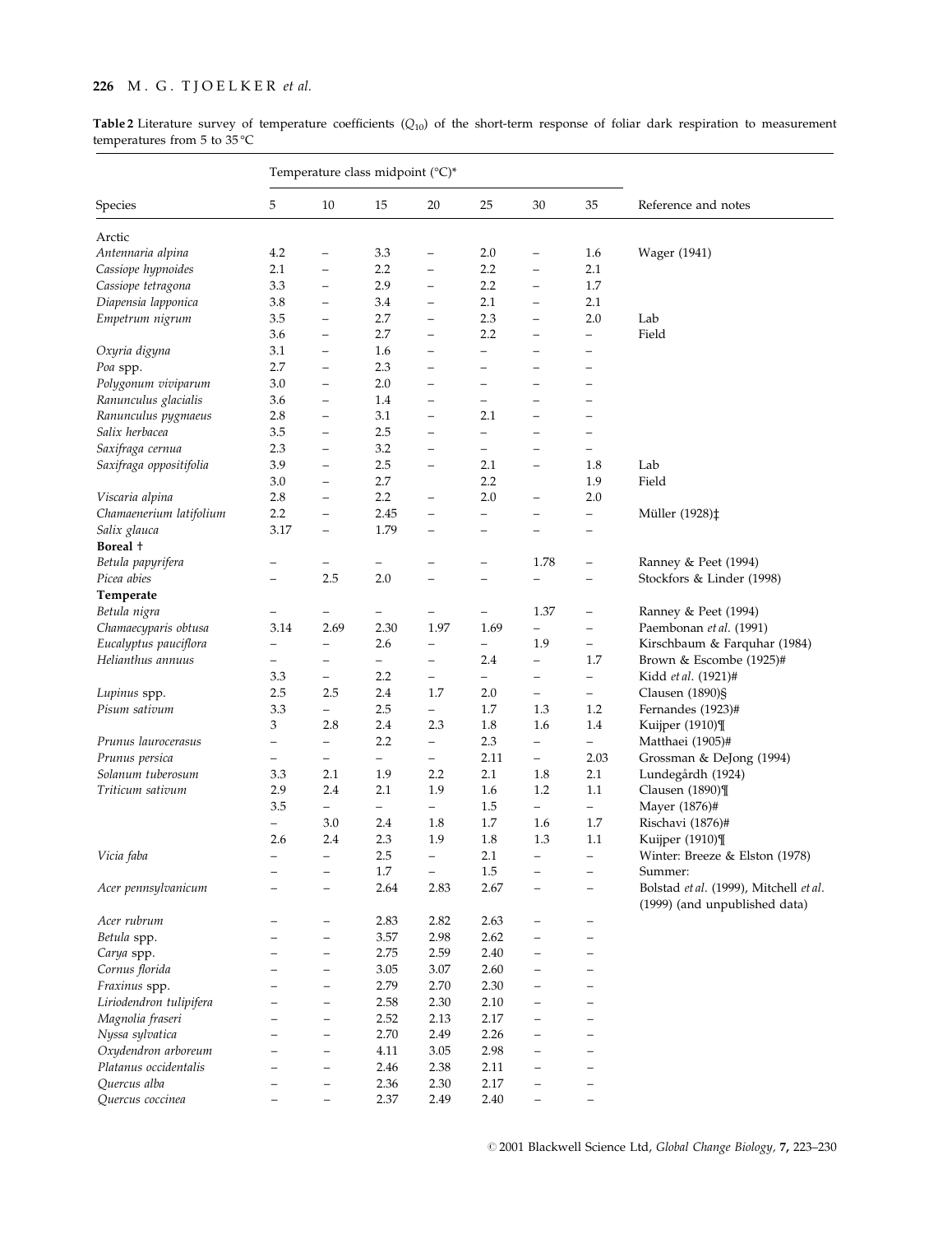**Table 2** Literature survey of temperature coefficients ($Q_{10}$) of the short-term response of foliar dark respiration to measurement temperatures from 5 to 35 °C

| Species | Temperature class midpoint (°C)* | | | | | | | Reference and notes |
|---|---|---|---|---|---|---|---|---|
| | 5 | 10 | 15 | 20 | 25 | 30 | 35 | |
| Arctic | | | | | | | | |
| *Antennaria alpina* | 4.2 | – | 3.3 | – | 2.0 | – | 1.6 | Wager (1941) |
| *Cassiope hypnoides* | 2.1 | – | 2.2 | – | 2.2 | – | 2.1 | |
| *Cassiope tetragona* | 3.3 | – | 2.9 | – | 2.2 | – | 1.7 | |
| *Diapensia lapponica* | 3.8 | – | 3.4 | – | 2.1 | – | 2.1 | |
| *Empetrum nigrum* | 3.5 | – | 2.7 | – | 2.3 | – | 2.0 | Lab |
| | 3.6 | – | 2.7 | – | 2.2 | – | – | Field |
| *Oxyria digyna* | 3.1 | – | 1.6 | – | – | – | – | |
| *Poa* spp. | 2.7 | – | 2.3 | – | – | – | – | |
| *Polygonum viviparum* | 3.0 | – | 2.0 | – | – | – | – | |
| *Ranunculus glacialis* | 3.6 | – | 1.4 | – | – | – | – | |
| *Ranunculus pygmaeus* | 2.8 | – | 3.1 | – | 2.1 | – | – | |
| *Salix herbacea* | 3.5 | – | 2.5 | – | – | – | – | |
| *Saxifraga cernua* | 2.3 | – | 3.2 | – | – | – | – | |
| *Saxifraga oppositifolia* | 3.9 | – | 2.5 | – | 2.1 | – | 1.8 | Lab |
| | 3.0 | – | 2.7 | | 2.2 | | 1.9 | Field |
| *Viscaria alpina* | 2.8 | – | 2.2 | – | 2.0 | – | 2.0 | |
| *Chamaenerium latifolium* | 2.2 | – | 2.45 | – | – | – | – | Müller (1928)‡ |
| *Salix glauca* | 3.17 | – | 1.79 | – | – | – | – | |
| **Boreal** † | | | | | | | | |
| *Betula papyrifera* | – | – | – | – | – | 1.78 | – | Ranney & Peet (1994) |
| *Picea abies* | – | 2.5 | 2.0 | – | – | – | – | Stockfors & Linder (1998) |
| **Temperate** | | | | | | | | |
| *Betula nigra* | – | – | – | – | – | 1.37 | – | Ranney & Peet (1994) |
| *Chamaecyparis obtusa* | 3.14 | 2.69 | 2.30 | 1.97 | 1.69 | – | – | Paembonan *et al.* (1991) |
| *Eucalyptus pauciflora* | – | – | 2.6 | – | – | 1.9 | – | Kirschbaum & Farquhar (1984) |
| *Helianthus annuus* | – | – | – | – | 2.4 | – | 1.7 | Brown & Escombe (1925)# |
| | 3.3 | – | 2.2 | – | – | – | – | Kidd *et al.* (1921)# |
| *Lupinus* spp. | 2.5 | 2.5 | 2.4 | 1.7 | 2.0 | – | – | Clausen (1890)§ |
| *Pisum sativum* | 3.3 | – | 2.5 | – | 1.7 | 1.3 | 1.2 | Fernandes (1923)# |
| | 3 | 2.8 | 2.4 | 2.3 | 1.8 | 1.6 | 1.4 | Kuijper (1910)¶ |
| *Prunus laurocerasus* | – | – | 2.2 | – | 2.3 | – | – | Matthaei (1905)# |
| *Prunus persica* | – | – | – | – | 2.11 | – | 2.03 | Grossman & DeJong (1994) |
| *Solanum tuberosum* | 3.3 | 2.1 | 1.9 | 2.2 | 2.1 | 1.8 | 2.1 | Lundegårdh (1924) |
| *Triticum sativum* | 2.9 | 2.4 | 2.1 | 1.9 | 1.6 | 1.2 | 1.1 | Clausen (1890)¶ |
| | 3.5 | – | – | – | 1.5 | – | – | Mayer (1876)# |
| | – | 3.0 | 2.4 | 1.8 | 1.7 | 1.6 | 1.7 | Rischavi (1876)# |
| | 2.6 | 2.4 | 2.3 | 1.9 | 1.8 | 1.3 | 1.1 | Kuijper (1910)¶ |
| *Vicia faba* | – | – | 2.5 | – | 2.1 | – | – | Winter: Breeze & Elston (1978) |
| | – | – | 1.7 | – | 1.5 | – | – | Summer: |
| *Acer pennsylvanicum* | – | – | 2.64 | 2.83 | 2.67 | – | – | Bolstad *et al.* (1999), Mitchell *et al.* (1999) (and unpublished data) |
| *Acer rubrum* | – | – | 2.83 | 2.82 | 2.63 | – | – | |
| *Betula* spp. | – | – | 3.57 | 2.98 | 2.62 | – | – | |
| *Carya* spp. | – | – | 2.75 | 2.59 | 2.40 | – | – | |
| *Cornus florida* | – | – | 3.05 | 3.07 | 2.60 | – | – | |
| *Fraxinus* spp. | – | – | 2.79 | 2.70 | 2.30 | – | – | |
| *Liriodendron tulipifera* | – | – | 2.58 | 2.30 | 2.10 | – | – | |
| *Magnolia fraseri* | – | – | 2.52 | 2.13 | 2.17 | – | – | |
| *Nyssa sylvatica* | – | – | 2.70 | 2.49 | 2.26 | – | – | |
| *Oxydendron arboreum* | – | – | 4.11 | 3.05 | 2.98 | – | – | |
| *Platanus occidentalis* | – | – | 2.46 | 2.38 | 2.11 | – | – | |
| *Quercus alba* | – | – | 2.36 | 2.30 | 2.17 | – | – | |
| *Quercus coccinea* | – | – | 2.37 | 2.49 | 2.40 | – | – | |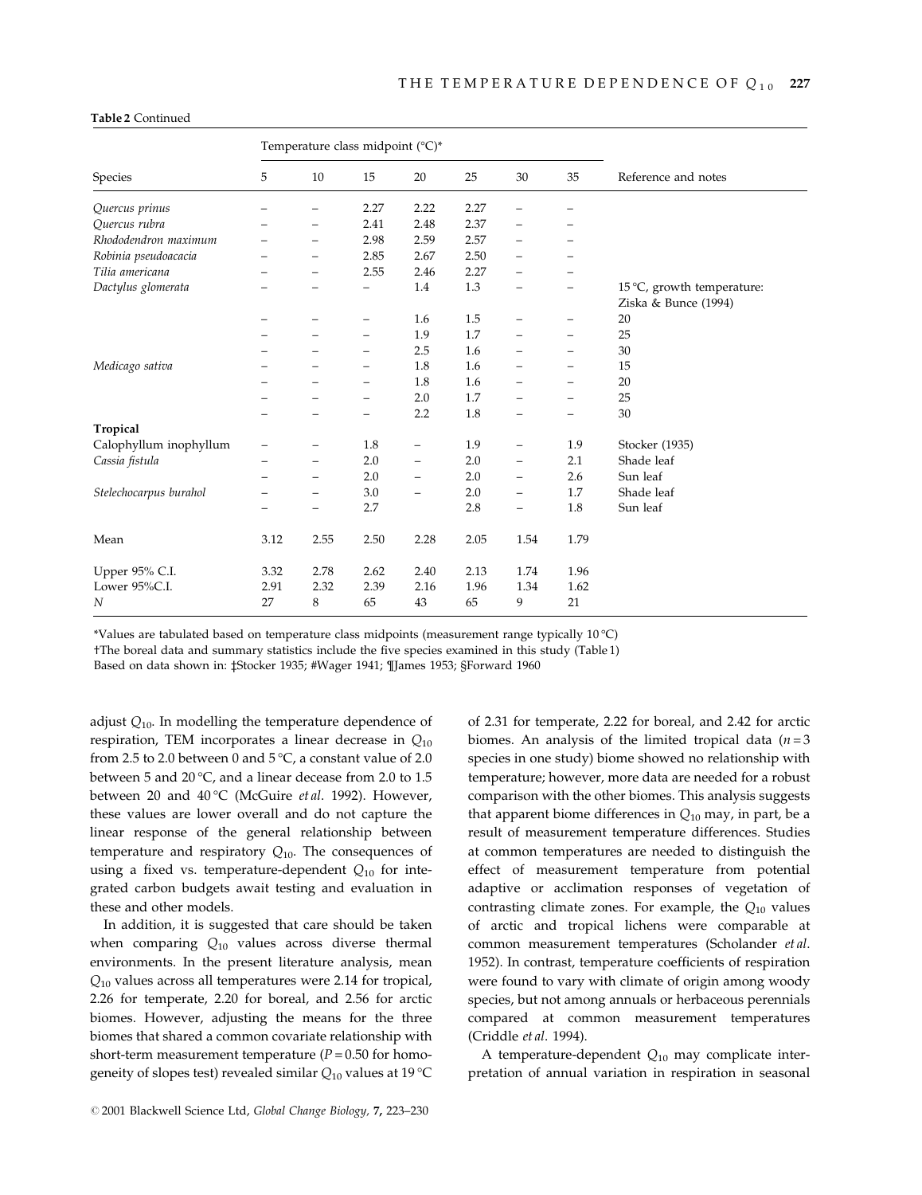**Table 2** Continued

| Species | Temperature class midpoint (°C)* | | | | | | | Reference and notes |
|---|---|---|---|---|---|---|---|---|
| | 5 | 10 | 15 | 20 | 25 | 30 | 35 | |
| *Quercus prinus* | – | – | 2.27 | 2.22 | 2.27 | – | – | |
| *Quercus rubra* | – | – | 2.41 | 2.48 | 2.37 | – | – | |
| *Rhododendron maximum* | – | – | 2.98 | 2.59 | 2.57 | – | – | |
| *Robinia pseudoacacia* | – | – | 2.85 | 2.67 | 2.50 | – | – | |
| *Tilia americana* | – | – | 2.55 | 2.46 | 2.27 | – | – | |
| *Dactylus glomerata* | – | – | – | 1.4 | 1.3 | – | – | 15 °C, growth temperature: Ziska & Bunce (1994) |
| | – | – | – | 1.6 | 1.5 | – | – | 20 |
| | – | – | – | 1.9 | 1.7 | – | – | 25 |
| | – | – | – | 2.5 | 1.6 | – | – | 30 |
| *Medicago sativa* | – | – | – | 1.8 | 1.6 | – | – | 15 |
| | – | – | – | 1.8 | 1.6 | – | – | 20 |
| | – | – | – | 2.0 | 1.7 | – | – | 25 |
| | – | – | – | 2.2 | 1.8 | – | – | 30 |
| **Tropical** | | | | | | | | |
| Calophyllum inophyllum | – | – | 1.8 | – | 1.9 | – | 1.9 | Stocker (1935) |
| *Cassia fistula* | – | – | 2.0 | – | 2.0 | – | 2.1 | Shade leaf |
| | – | – | 2.0 | – | 2.0 | – | 2.6 | Sun leaf |
| *Stelechocarpus burahol* | – | – | 3.0 | – | 2.0 | – | 1.7 | Shade leaf |
| | – | – | 2.7 | | 2.8 | – | 1.8 | Sun leaf |
| Mean | 3.12 | 2.55 | 2.50 | 2.28 | 2.05 | 1.54 | 1.79 | |
| Upper 95% C.I. | 3.32 | 2.78 | 2.62 | 2.40 | 2.13 | 1.74 | 1.96 | |
| Lower 95%C.I. | 2.91 | 2.32 | 2.39 | 2.16 | 1.96 | 1.34 | 1.62 | |
| *N* | 27 | 8 | 65 | 43 | 65 | 9 | 21 | |

*Values are tabulated based on temperature class midpoints (measurement range typically 10 °C)

†The boreal data and summary statistics include the five species examined in this study (Table 1)

Based on data shown in: ‡Stocker 1935; #Wager 1941; ¶James 1953; §Forward 1960

adjust $Q_{10}$. In modelling the temperature dependence of respiration, TEM incorporates a linear decrease in $Q_{10}$ from 2.5 to 2.0 between 0 and 5 °C, a constant value of 2.0 between 5 and 20 °C, and a linear decease from 2.0 to 1.5 between 20 and 40 °C (McGuire *et al*. 1992). However, these values are lower overall and do not capture the linear response of the general relationship between temperature and respiratory $Q_{10}$. The consequences of using a fixed vs. temperature-dependent $Q_{10}$ for integrated carbon budgets await testing and evaluation in these and other models.

In addition, it is suggested that care should be taken when comparing $Q_{10}$ values across diverse thermal environments. In the present literature analysis, mean $Q_{10}$ values across all temperatures were 2.14 for tropical, 2.26 for temperate, 2.20 for boreal, and 2.56 for arctic biomes. However, adjusting the means for the three biomes that shared a common covariate relationship with short-term measurement temperature ($P = 0.50$ for homogeneity of slopes test) revealed similar $Q_{10}$ values at 19 °C of 2.31 for temperate, 2.22 for boreal, and 2.42 for arctic biomes. An analysis of the limited tropical data ($n = 3$ species in one study) biome showed no relationship with temperature; however, more data are needed for a robust comparison with the other biomes. This analysis suggests that apparent biome differences in $Q_{10}$ may, in part, be a result of measurement temperature differences. Studies at common temperatures are needed to distinguish the effect of measurement temperature from potential adaptive or acclimation responses of vegetation of contrasting climate zones. For example, the $Q_{10}$ values of arctic and tropical lichens were comparable at common measurement temperatures (Scholander *et al*. 1952). In contrast, temperature coefficients of respiration were found to vary with climate of origin among woody species, but not among annuals or herbaceous perennials compared at common measurement temperatures (Criddle *et al*. 1994).

A temperature-dependent $Q_{10}$ may complicate interpretation of annual variation in respiration in seasonal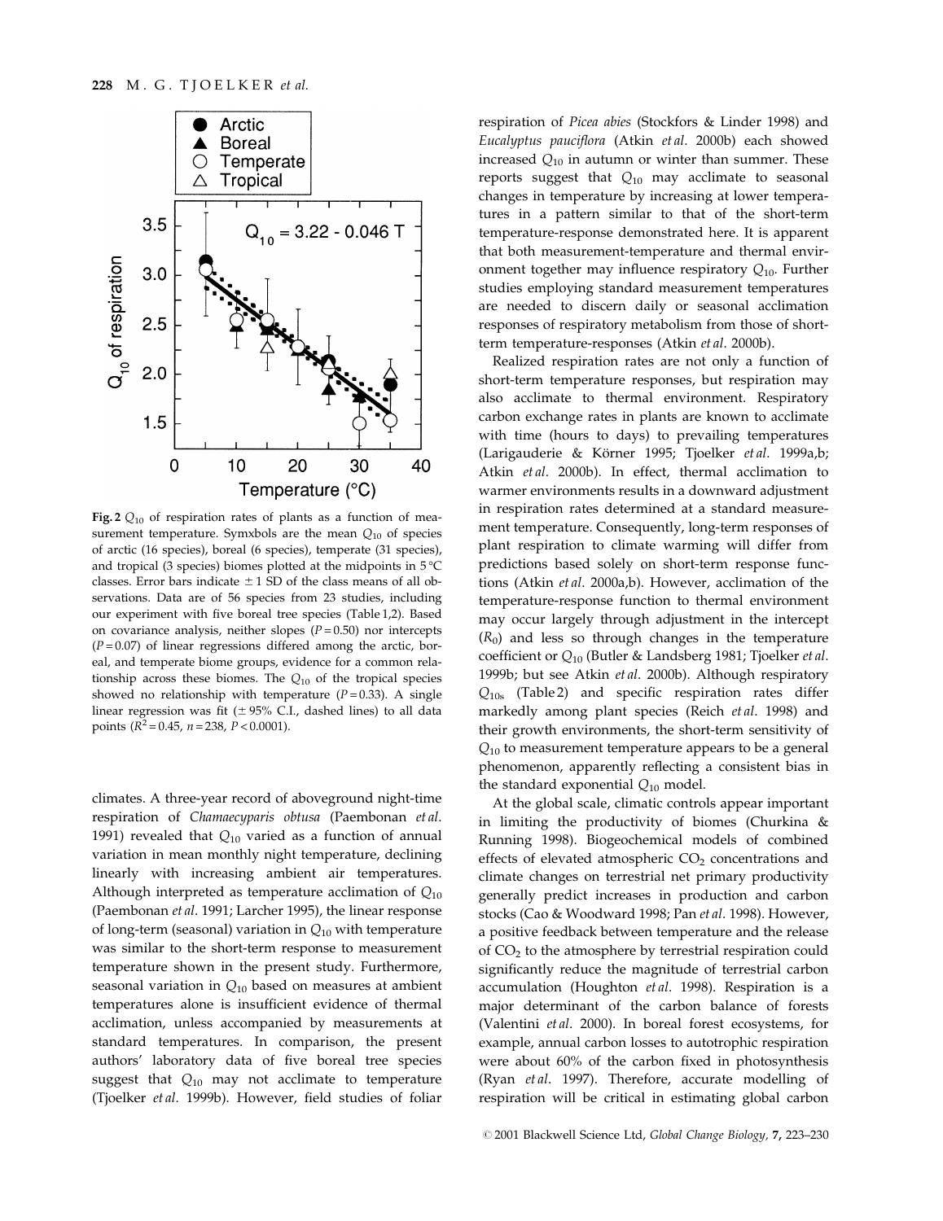**Fig. 2** $Q_{10}$ of respiration rates of plants as a function of measurement temperature. Symxbols are the mean $Q_{10}$ of species of arctic (16 species), boreal (6 species), temperate (31 species), and tropical (3 species) biomes plotted at the midpoints in 5 °C classes. Error bars indicate ± 1 SD of the class means of all observations. Data are of 56 species from 23 studies, including our experiment with five boreal tree species (Table 1,2). Based on covariance analysis, neither slopes ($P = 0.50$) nor intercepts ($P = 0.07$) of linear regressions differed among the arctic, boreal, and temperate biome groups, evidence for a common relationship across these biomes. The $Q_{10}$ of the tropical species showed no relationship with temperature ($P = 0.33$). A single linear regression was fit (± 95% C.I., dashed lines) to all data points ($R^2 = 0.45$, $n = 238$, $P < 0.0001$).

climates. A three-year record of aboveground night-time respiration of *Chamaecyparis obtusa* (Paembonan *et al*. 1991) revealed that $Q_{10}$ varied as a function of annual variation in mean monthly night temperature, declining linearly with increasing ambient air temperatures. Although interpreted as temperature acclimation of $Q_{10}$ (Paembonan *et al*. 1991; Larcher 1995), the linear response of long-term (seasonal) variation in $Q_{10}$ with temperature was similar to the short-term response to measurement temperature shown in the present study. Furthermore, seasonal variation in $Q_{10}$ based on measures at ambient temperatures alone is insufficient evidence of thermal acclimation, unless accompanied by measurements at standard temperatures. In comparison, the present authors' laboratory data of five boreal tree species suggest that $Q_{10}$ may not acclimate to temperature (Tjoelker *et al*. 1999b). However, field studies of foliar respiration of *Picea abies* (Stockfors & Linder 1998) and *Eucalyptus pauciflora* (Atkin *et al*. 2000b) each showed increased $Q_{10}$ in autumn or winter than summer. These reports suggest that $Q_{10}$ may acclimate to seasonal changes in temperature by increasing at lower temperatures in a pattern similar to that of the short-term temperature-response demonstrated here. It is apparent that both measurement-temperature and thermal environment together may influence respiratory $Q_{10}$. Further studies employing standard measurement temperatures are needed to discern daily or seasonal acclimation responses of respiratory metabolism from those of short-term temperature-responses (Atkin *et al*. 2000b).

Realized respiration rates are not only a function of short-term temperature responses, but respiration may also acclimate to thermal environment. Respiratory carbon exchange rates in plants are known to acclimate with time (hours to days) to prevailing temperatures (Larigauderie & Körner 1995; Tjoelker *et al*. 1999a,b; Atkin *et al*. 2000b). In effect, thermal acclimation to warmer environments results in a downward adjustment in respiration rates determined at a standard measurement temperature. Consequently, long-term responses of plant respiration to climate warming will differ from predictions based solely on short-term response functions (Atkin *et al*. 2000a,b). However, acclimation of the temperature-response function to thermal environment may occur largely through adjustment in the intercept ($R_0$) and less so through changes in the temperature coefficient or $Q_{10}$ (Butler & Landsberg 1981; Tjoelker *et al*. 1999b; but see Atkin *et al*. 2000b). Although respiratory $Q_{10s}$ (Table 2) and specific respiration rates differ markedly among plant species (Reich *et al*. 1998) and their growth environments, the short-term sensitivity of $Q_{10}$ to measurement temperature appears to be a general phenomenon, apparently reflecting a consistent bias in the standard exponential $Q_{10}$ model.

At the global scale, climatic controls appear important in limiting the productivity of biomes (Churkina & Running 1998). Biogeochemical models of combined effects of elevated atmospheric $CO_2$ concentrations and climate changes on terrestrial net primary productivity generally predict increases in production and carbon stocks (Cao & Woodward 1998; Pan *et al*. 1998). However, a positive feedback between temperature and the release of $CO_2$ to the atmosphere by terrestrial respiration could significantly reduce the magnitude of terrestrial carbon accumulation (Houghton *et al*. 1998). Respiration is a major determinant of the carbon balance of forests (Valentini *et al*. 2000). In boreal forest ecosystems, for example, annual carbon losses to autotrophic respiration were about 60% of the carbon fixed in photosynthesis (Ryan *et al*. 1997). Therefore, accurate modelling of respiration will be critical in estimating global carbon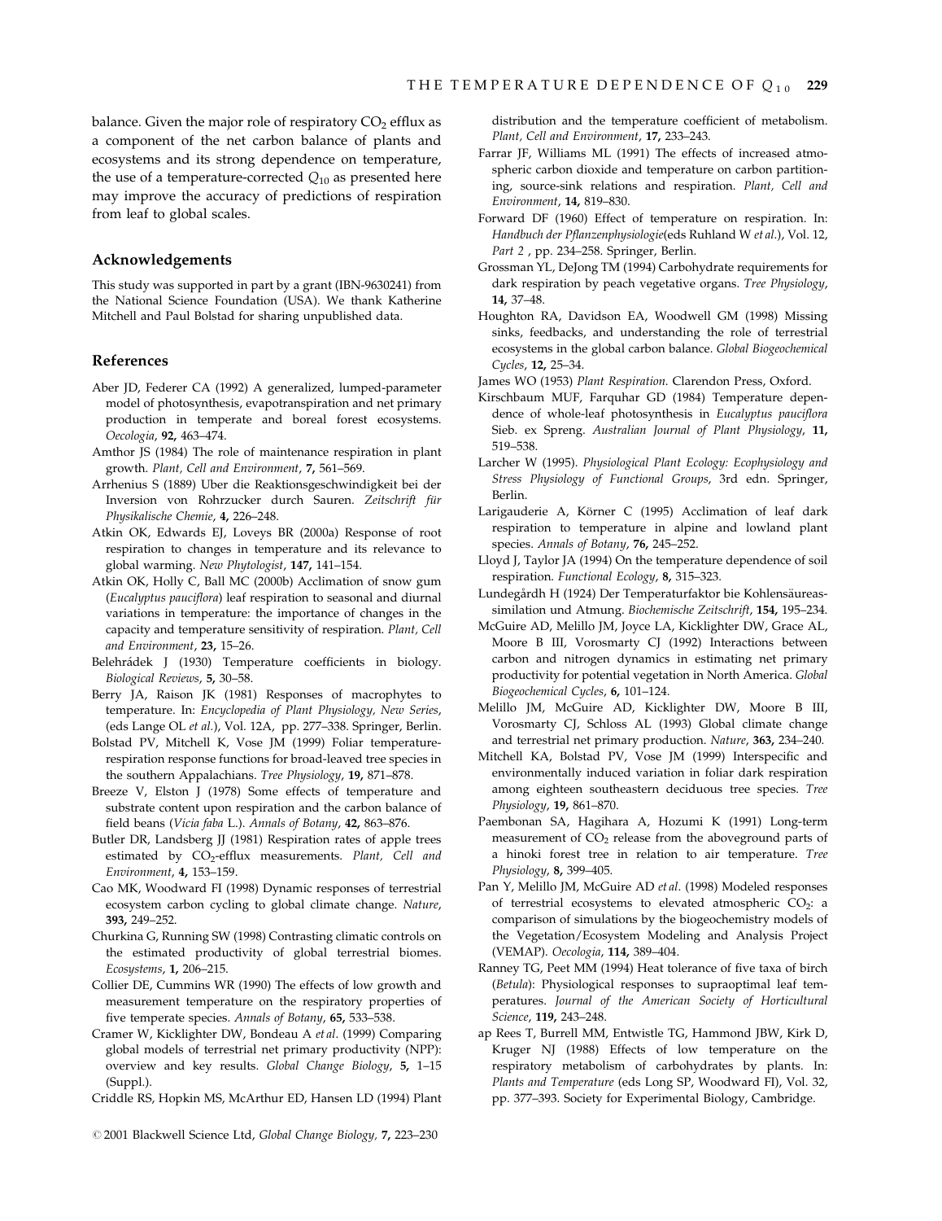balance. Given the major role of respiratory $CO_2$ efflux as a component of the net carbon balance of plants and ecosystems and its strong dependence on temperature, the use of a temperature-corrected $Q_{10}$ as presented here may improve the accuracy of predictions of respiration from leaf to global scales.

## Acknowledgements

This study was supported in part by a grant (IBN-9630241) from the National Science Foundation (USA). We thank Katherine Mitchell and Paul Bolstad for sharing unpublished data.

## References

Aber JD, Federer CA (1992) A generalized, lumped-parameter model of photosynthesis, evapotranspiration and net primary production in temperate and boreal forest ecosystems. *Oecologia*, **92,** 463–474.

Amthor JS (1984) The role of maintenance respiration in plant growth. *Plant, Cell and Environment*, **7,** 561–569.

Arrhenius S (1889) Uber die Reaktionsgeschwindigkeit bei der Inversion von Rohrzucker durch Sauren. *Zeitschrift für Physikalische Chemie*, **4,** 226–248.

Atkin OK, Edwards EJ, Loveys BR (2000a) Response of root respiration to changes in temperature and its relevance to global warming. *New Phytologist*, **147,** 141–154.

Atkin OK, Holly C, Ball MC (2000b) Acclimation of snow gum (*Eucalyptus pauciflora*) leaf respiration to seasonal and diurnal variations in temperature: the importance of changes in the capacity and temperature sensitivity of respiration. *Plant, Cell and Environment*, **23,** 15–26.

Belehrádek J (1930) Temperature coefficients in biology. *Biological Reviews*, **5,** 30–58.

Berry JA, Raison JK (1981) Responses of macrophytes to temperature. In: *Encyclopedia of Plant Physiology, New Series*, (eds Lange OL *et al*.), Vol. 12A, pp. 277–338. Springer, Berlin.

Bolstad PV, Mitchell K, Vose JM (1999) Foliar temperature-respiration response functions for broad-leaved tree species in the southern Appalachians. *Tree Physiology*, **19,** 871–878.

Breeze V, Elston J (1978) Some effects of temperature and substrate content upon respiration and the carbon balance of field beans (*Vicia faba* L.). *Annals of Botany*, **42,** 863–876.

Butler DR, Landsberg JJ (1981) Respiration rates of apple trees estimated by $CO_2$-efflux measurements. *Plant, Cell and Environment*, **4,** 153–159.

Cao MK, Woodward FI (1998) Dynamic responses of terrestrial ecosystem carbon cycling to global climate change. *Nature*, **393,** 249–252.

Churkina G, Running SW (1998) Contrasting climatic controls on the estimated productivity of global terrestrial biomes. *Ecosystems*, **1,** 206–215.

Collier DE, Cummins WR (1990) The effects of low growth and measurement temperature on the respiratory properties of five temperate species. *Annals of Botany*, **65,** 533–538.

Cramer W, Kicklighter DW, Bondeau A *et al*. (1999) Comparing global models of terrestrial net primary productivity (NPP): overview and key results. *Global Change Biology*, **5,** 1–15 (Suppl.).

Criddle RS, Hopkin MS, McArthur ED, Hansen LD (1994) Plant distribution and the temperature coefficient of metabolism. *Plant, Cell and Environment*, **17,** 233–243.

Farrar JF, Williams ML (1991) The effects of increased atmospheric carbon dioxide and temperature on carbon partitioning, source-sink relations and respiration. *Plant, Cell and Environment*, **14,** 819–830.

Forward DF (1960) Effect of temperature on respiration. In: *Handbuch der Pflanzenphysiologie*(eds Ruhland W *et al*.), Vol. 12, *Part 2* , pp. 234–258. Springer, Berlin.

Grossman YL, DeJong TM (1994) Carbohydrate requirements for dark respiration by peach vegetative organs. *Tree Physiology*, **14,** 37–48.

Houghton RA, Davidson EA, Woodwell GM (1998) Missing sinks, feedbacks, and understanding the role of terrestrial ecosystems in the global carbon balance. *Global Biogeochemical Cycles*, **12,** 25–34.

James WO (1953) *Plant Respiration*. Clarendon Press, Oxford.

Kirschbaum MUF, Farquhar GD (1984) Temperature dependence of whole-leaf photosynthesis in *Eucalyptus pauciflora* Sieb. ex Spreng. *Australian Journal of Plant Physiology*, **11,** 519–538.

Larcher W (1995). *Physiological Plant Ecology: Ecophysiology and Stress Physiology of Functional Groups*, 3rd edn. Springer, Berlin.

Larigauderie A, Körner C (1995) Acclimation of leaf dark respiration to temperature in alpine and lowland plant species. *Annals of Botany*, **76,** 245–252.

Lloyd J, Taylor JA (1994) On the temperature dependence of soil respiration. *Functional Ecology*, **8,** 315–323.

Lundegårdh H (1924) Der Temperaturfaktor bie Kohlensäureassimilation und Atmung. *Biochemische Zeitschrift*, **154,** 195–234.

McGuire AD, Melillo JM, Joyce LA, Kicklighter DW, Grace AL, Moore B III, Vorosmarty CJ (1992) Interactions between carbon and nitrogen dynamics in estimating net primary productivity for potential vegetation in North America. *Global Biogeochemical Cycles*, **6,** 101–124.

Melillo JM, McGuire AD, Kicklighter DW, Moore B III, Vorosmarty CJ, Schloss AL (1993) Global climate change and terrestrial net primary production. *Nature*, **363,** 234–240.

Mitchell KA, Bolstad PV, Vose JM (1999) Interspecific and environmentally induced variation in foliar dark respiration among eighteen southeastern deciduous tree species. *Tree Physiology*, **19,** 861–870.

Paembonan SA, Hagihara A, Hozumi K (1991) Long-term measurement of $CO_2$ release from the aboveground parts of a hinoki forest tree in relation to air temperature. *Tree Physiology*, **8,** 399–405.

Pan Y, Melillo JM, McGuire AD *et al*. (1998) Modeled responses of terrestrial ecosystems to elevated atmospheric $CO_2$: a comparison of simulations by the biogeochemistry models of the Vegetation/Ecosystem Modeling and Analysis Project (VEMAP). *Oecologia*, **114,** 389–404.

Ranney TG, Peet MM (1994) Heat tolerance of five taxa of birch (*Betula*): Physiological responses to supraoptimal leaf temperatures. *Journal of the American Society of Horticultural Science*, **119,** 243–248.

ap Rees T, Burrell MM, Entwistle TG, Hammond JBW, Kirk D, Kruger NJ (1988) Effects of low temperature on the respiratory metabolism of carbohydrates by plants. In: *Plants and Temperature* (eds Long SP, Woodward FI), Vol. 32, pp. 377–393. Society for Experimental Biology, Cambridge.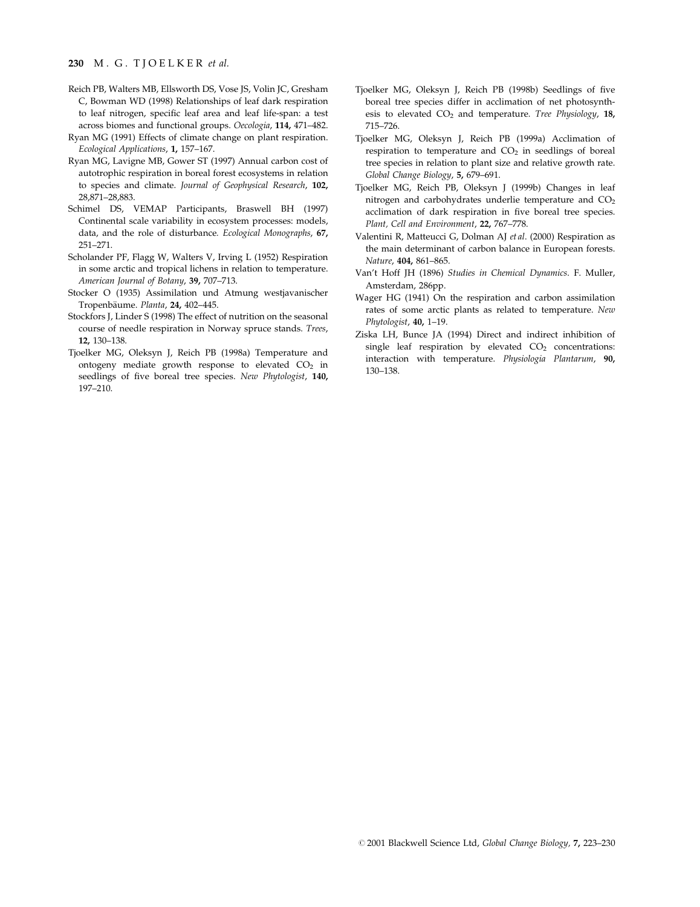Reich PB, Walters MB, Ellsworth DS, Vose JS, Volin JC, Gresham C, Bowman WD (1998) Relationships of leaf dark respiration to leaf nitrogen, specific leaf area and leaf life-span: a test across biomes and functional groups. *Oecologia*, **114,** 471–482.

Ryan MG (1991) Effects of climate change on plant respiration. *Ecological Applications*, **1,** 157–167.

Ryan MG, Lavigne MB, Gower ST (1997) Annual carbon cost of autotrophic respiration in boreal forest ecosystems in relation to species and climate. *Journal of Geophysical Research*, **102,** 28,871–28,883.

Schimel DS, VEMAP Participants, Braswell BH (1997) Continental scale variability in ecosystem processes: models, data, and the role of disturbance. *Ecological Monographs*, **67,** 251–271.

Scholander PF, Flagg W, Walters V, Irving L (1952) Respiration in some arctic and tropical lichens in relation to temperature. *American Journal of Botany*, **39,** 707–713.

Stocker O (1935) Assimilation und Atmung westjavanischer Tropenbäume. *Planta*, **24,** 402–445.

Stockfors J, Linder S (1998) The effect of nutrition on the seasonal course of needle respiration in Norway spruce stands. *Trees*, **12,** 130–138.

Tjoelker MG, Oleksyn J, Reich PB (1998a) Temperature and ontogeny mediate growth response to elevated $CO_2$ in seedlings of five boreal tree species. *New Phytologist*, **140,** 197–210.

Tjoelker MG, Oleksyn J, Reich PB (1998b) Seedlings of five boreal tree species differ in acclimation of net photosynthesis to elevated $CO_2$ and temperature. *Tree Physiology*, **18,** 715–726.

Tjoelker MG, Oleksyn J, Reich PB (1999a) Acclimation of respiration to temperature and $CO_2$ in seedlings of boreal tree species in relation to plant size and relative growth rate. *Global Change Biology*, **5,** 679–691.

Tjoelker MG, Reich PB, Oleksyn J (1999b) Changes in leaf nitrogen and carbohydrates underlie temperature and $CO_2$ acclimation of dark respiration in five boreal tree species. *Plant, Cell and Environment*, **22,** 767–778.

Valentini R, Matteucci G, Dolman AJ *et al*. (2000) Respiration as the main determinant of carbon balance in European forests. *Nature*, **404,** 861–865.

Van't Hoff JH (1896) *Studies in Chemical Dynamics*. F. Muller, Amsterdam, 286pp.

Wager HG (1941) On the respiration and carbon assimilation rates of some arctic plants as related to temperature. *New Phytologist*, **40,** 1–19.

Ziska LH, Bunce JA (1994) Direct and indirect inhibition of single leaf respiration by elevated $CO_2$ concentrations: interaction with temperature. *Physiologia Plantarum*, **90,** 130–138.